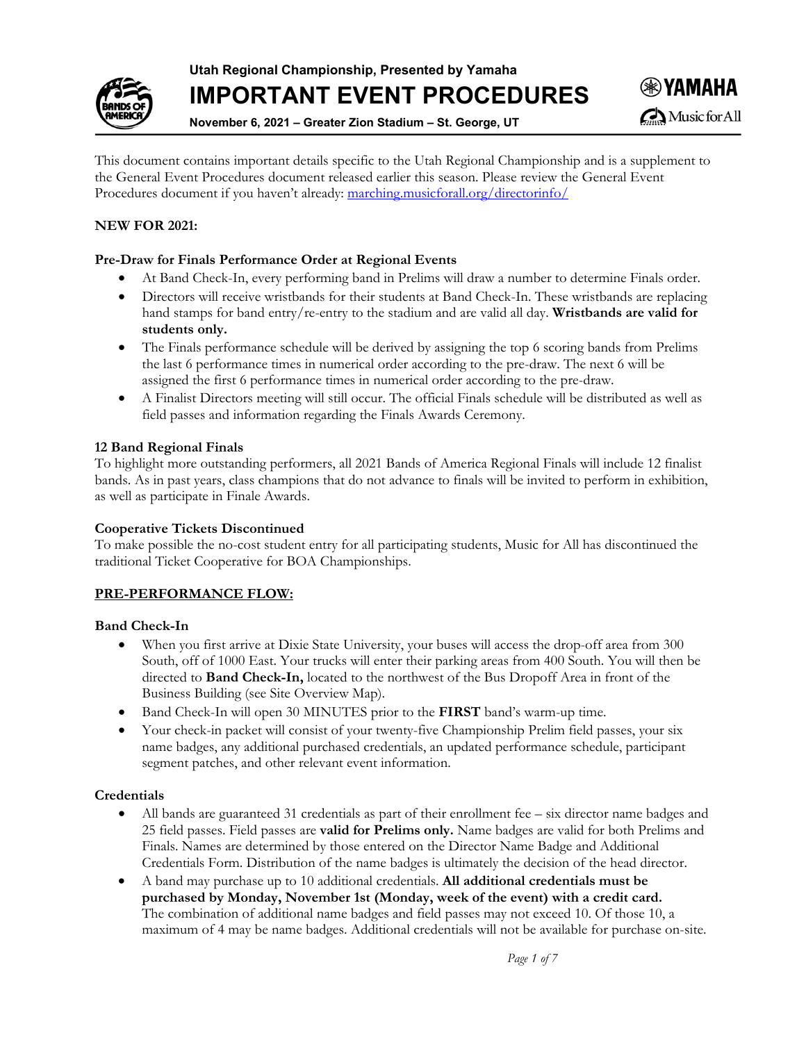Utah Regional Championship, Presented by Yamaha

# IMPORTANT EVENT PROCEDURES

**November 6, 2021 – Greater Zion Stadium – St. George, UT**

This document contains important details specific to the Utah Regional Championship and is a supplement to the General Event Procedures document released earlier this season. Please review the General Event Procedures document if you haven't already: [marching.musicforall.org/directorinfo/](marching.musicforall.org/directorinfo/)

## NEW FOR 2021:

### Pre-Draw for Finals Performance Order at Regional Events

- At Band Check-In, every performing band in Prelims will draw a number to determine Finals order.
- Directors will receive wristbands for their students at Band Check-In. These wristbands are replacing hand stamps for band entry/re-entry to the stadium and are valid all day. **Wristbands are valid for students only.**
- The Finals performance schedule will be derived by assigning the top 6 scoring bands from Prelims the last 6 performance times in numerical order according to the pre-draw. The next 6 will be assigned the first 6 performance times in numerical order according to the pre-draw.
- A Finalist Directors meeting will still occur. The official Finals schedule will be distributed as well as field passes and information regarding the Finals Awards Ceremony.

### 12 Band Regional Finals

To highlight more outstanding performers, all 2021 Bands of America Regional Finals will include 12 finalist bands. As in past years, class champions that do not advance to finals will be invited to perform in exhibition, as well as participate in Finale Awards.

### Cooperative Tickets Discontinued

To make possible the no-cost student entry for all participating students, Music for All has discontinued the traditional Ticket Cooperative for BOA Championships.

## PRE-PERFORMANCE FLOW:

### Band Check-In

- When you first arrive at Dixie State University, your buses will access the drop-off area from 300 South, off of 1000 East. Your trucks will enter their parking areas from 400 South. You will then be directed to **Band Check-In,** located to the northwest of the Bus Dropoff Area in front of the Business Building (see Site Overview Map).
- Band Check-In will open 30 MINUTES prior to the **FIRST** band's warm-up time.
- Your check-in packet will consist of your twenty-five Championship Prelim field passes, your six name badges, any additional purchased credentials, an updated performance schedule, participant segment patches, and other relevant event information.

### Credentials

- All bands are guaranteed 31 credentials as part of their enrollment fee – six director name badges and 25 field passes. Field passes are **valid for Prelims only.** Name badges are valid for both Prelims and Finals. Names are determined by those entered on the Director Name Badge and Additional Credentials Form. Distribution of the name badges is ultimately the decision of the head director.
- A band may purchase up to 10 additional credentials. **All additional credentials must be purchased by Monday, November 1st (Monday, week of the event) with a credit card.** The combination of additional name badges and field passes may not exceed 10. Of those 10, a maximum of 4 may be name badges. Additional credentials will not be available for purchase on-site.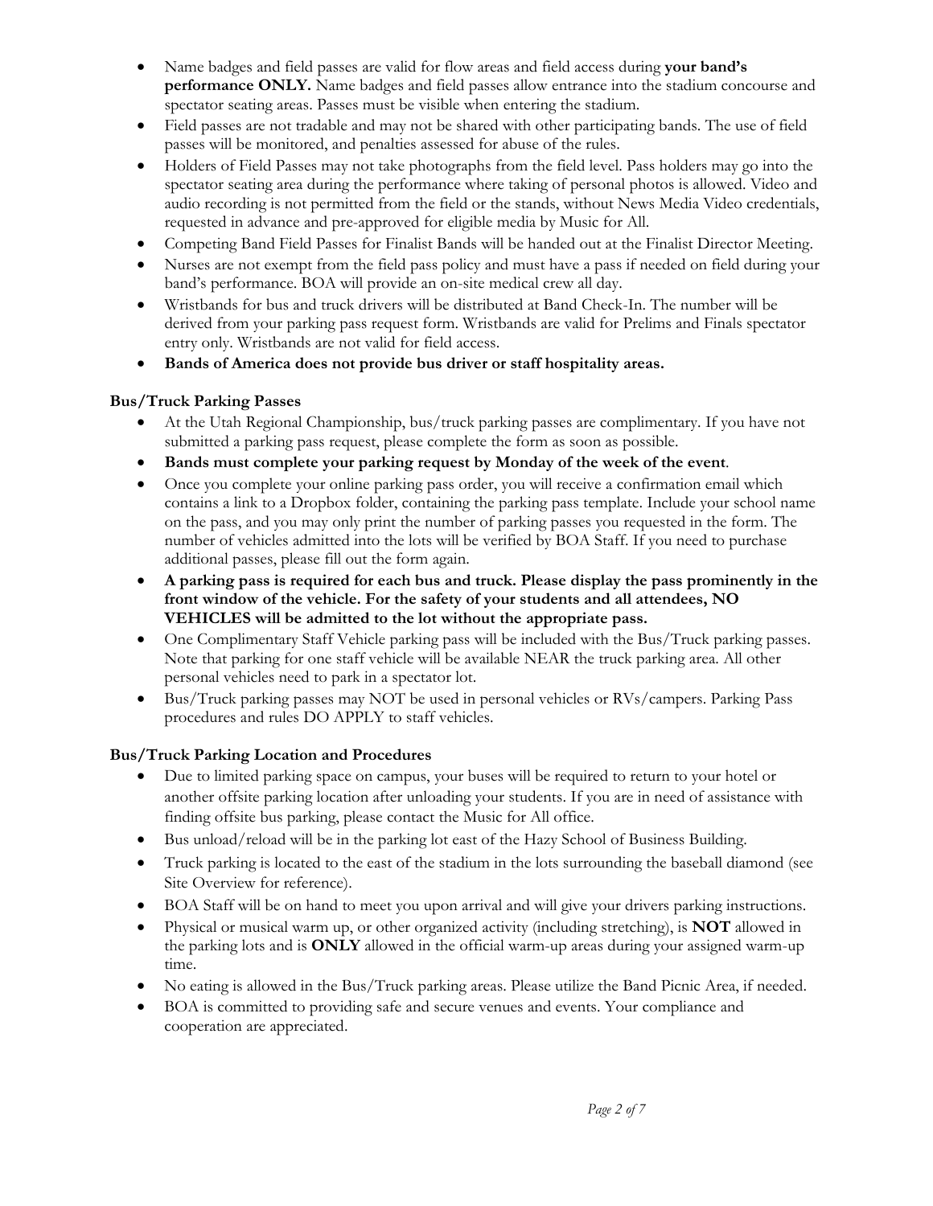- Name badges and field passes are valid for flow areas and field access during **your band's performance ONLY.** Name badges and field passes allow entrance into the stadium concourse and spectator seating areas. Passes must be visible when entering the stadium.
- Field passes are not tradable and may not be shared with other participating bands. The use of field passes will be monitored, and penalties assessed for abuse of the rules.
- Holders of Field Passes may not take photographs from the field level. Pass holders may go into the spectator seating area during the performance where taking of personal photos is allowed. Video and audio recording is not permitted from the field or the stands, without News Media Video credentials, requested in advance and pre-approved for eligible media by Music for All.
- Competing Band Field Passes for Finalist Bands will be handed out at the Finalist Director Meeting.
- Nurses are not exempt from the field pass policy and must have a pass if needed on field during your band's performance. BOA will provide an on-site medical crew all day.
- Wristbands for bus and truck drivers will be distributed at Band Check-In. The number will be derived from your parking pass request form. Wristbands are valid for Prelims and Finals spectator entry only. Wristbands are not valid for field access.
- **Bands of America does not provide bus driver or staff hospitality areas.**

**Bus/Truck Parking Passes**

- At the Utah Regional Championship, bus/truck parking passes are complimentary. If you have not submitted a parking pass request, please complete the form as soon as possible.
- **Bands must complete your parking request by Monday of the week of the event**.
- Once you complete your online parking pass order, you will receive a confirmation email which contains a link to a Dropbox folder, containing the parking pass template. Include your school name on the pass, and you may only print the number of parking passes you requested in the form. The number of vehicles admitted into the lots will be verified by BOA Staff. If you need to purchase additional passes, please fill out the form again.
- **A parking pass is required for each bus and truck. Please display the pass prominently in the front window of the vehicle. For the safety of your students and all attendees, NO VEHICLES will be admitted to the lot without the appropriate pass.**
- One Complimentary Staff Vehicle parking pass will be included with the Bus/Truck parking passes. Note that parking for one staff vehicle will be available NEAR the truck parking area. All other personal vehicles need to park in a spectator lot.
- Bus/Truck parking passes may NOT be used in personal vehicles or RVs/campers. Parking Pass procedures and rules DO APPLY to staff vehicles.

**Bus/Truck Parking Location and Procedures**

- Due to limited parking space on campus, your buses will be required to return to your hotel or another offsite parking location after unloading your students. If you are in need of assistance with finding offsite bus parking, please contact the Music for All office.
- Bus unload/reload will be in the parking lot east of the Hazy School of Business Building.
- Truck parking is located to the east of the stadium in the lots surrounding the baseball diamond (see Site Overview for reference).
- BOA Staff will be on hand to meet you upon arrival and will give your drivers parking instructions.
- Physical or musical warm up, or other organized activity (including stretching), is **NOT** allowed in the parking lots and is **ONLY** allowed in the official warm-up areas during your assigned warm-up time.
- No eating is allowed in the Bus/Truck parking areas. Please utilize the Band Picnic Area, if needed.
- BOA is committed to providing safe and secure venues and events. Your compliance and cooperation are appreciated.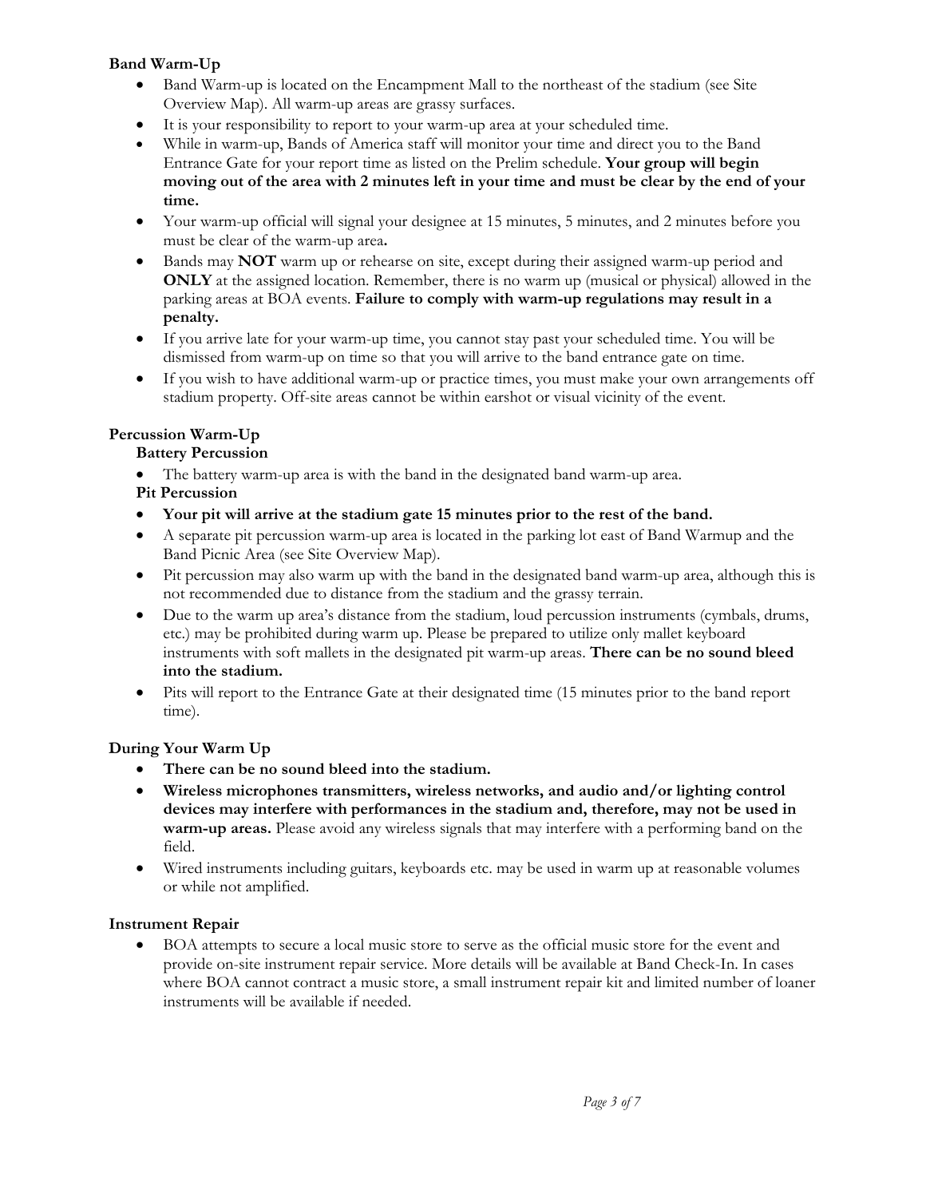**Band Warm-Up**

- Band Warm-up is located on the Encampment Mall to the northeast of the stadium (see Site Overview Map). All warm-up areas are grassy surfaces.
- It is your responsibility to report to your warm-up area at your scheduled time.
- While in warm-up, Bands of America staff will monitor your time and direct you to the Band Entrance Gate for your report time as listed on the Prelim schedule. **Your group will begin moving out of the area with 2 minutes left in your time and must be clear by the end of your time.**
- Your warm-up official will signal your designee at 15 minutes, 5 minutes, and 2 minutes before you must be clear of the warm-up area**.**
- Bands may **NOT** warm up or rehearse on site, except during their assigned warm-up period and **ONLY** at the assigned location. Remember, there is no warm up (musical or physical) allowed in the parking areas at BOA events. **Failure to comply with warm-up regulations may result in a penalty.**
- If you arrive late for your warm-up time, you cannot stay past your scheduled time. You will be dismissed from warm-up on time so that you will arrive to the band entrance gate on time.
- If you wish to have additional warm-up or practice times, you must make your own arrangements off stadium property. Off-site areas cannot be within earshot or visual vicinity of the event.

**Percussion Warm-Up**

**Battery Percussion**

- The battery warm-up area is with the band in the designated band warm-up area.

**Pit Percussion**

- **Your pit will arrive at the stadium gate 15 minutes prior to the rest of the band.**
- A separate pit percussion warm-up area is located in the parking lot east of Band Warmup and the Band Picnic Area (see Site Overview Map).
- Pit percussion may also warm up with the band in the designated band warm-up area, although this is not recommended due to distance from the stadium and the grassy terrain.
- Due to the warm up area's distance from the stadium, loud percussion instruments (cymbals, drums, etc.) may be prohibited during warm up. Please be prepared to utilize only mallet keyboard instruments with soft mallets in the designated pit warm-up areas. **There can be no sound bleed into the stadium.**
- Pits will report to the Entrance Gate at their designated time (15 minutes prior to the band report time).

**During Your Warm Up**

- **There can be no sound bleed into the stadium.**
- **Wireless microphones transmitters, wireless networks, and audio and/or lighting control devices may interfere with performances in the stadium and, therefore, may not be used in warm-up areas.** Please avoid any wireless signals that may interfere with a performing band on the field.
- Wired instruments including guitars, keyboards etc. may be used in warm up at reasonable volumes or while not amplified.

**Instrument Repair**

- BOA attempts to secure a local music store to serve as the official music store for the event and provide on-site instrument repair service. More details will be available at Band Check-In. In cases where BOA cannot contract a music store, a small instrument repair kit and limited number of loaner instruments will be available if needed.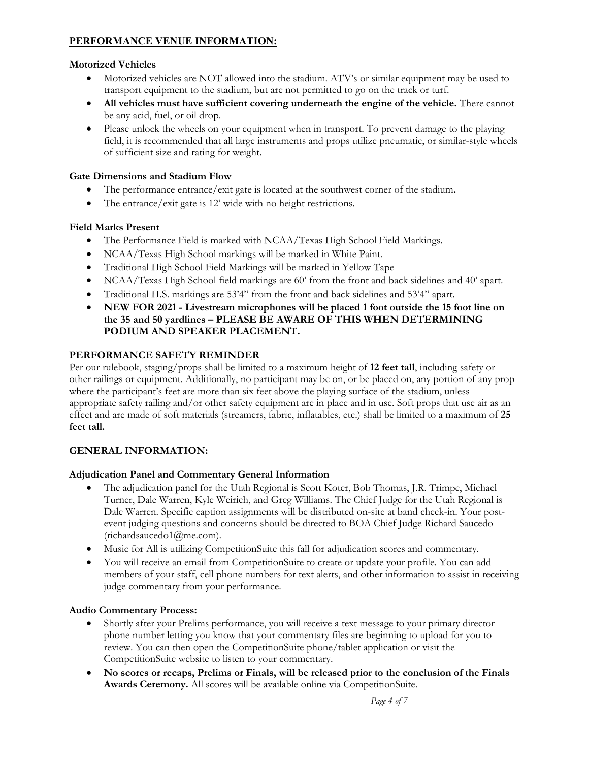## PERFORMANCE VENUE INFORMATION:

### Motorized Vehicles

- Motorized vehicles are NOT allowed into the stadium. ATV's or similar equipment may be used to transport equipment to the stadium, but are not permitted to go on the track or turf.
- **All vehicles must have sufficient covering underneath the engine of the vehicle.** There cannot be any acid, fuel, or oil drop.
- Please unlock the wheels on your equipment when in transport. To prevent damage to the playing field, it is recommended that all large instruments and props utilize pneumatic, or similar-style wheels of sufficient size and rating for weight.

### Gate Dimensions and Stadium Flow

- The performance entrance/exit gate is located at the southwest corner of the stadium**.**
- The entrance/exit gate is 12' wide with no height restrictions.

### Field Marks Present

- The Performance Field is marked with NCAA/Texas High School Field Markings.
- NCAA/Texas High School markings will be marked in White Paint.
- Traditional High School Field Markings will be marked in Yellow Tape
- NCAA/Texas High School field markings are 60' from the front and back sidelines and 40' apart.
- Traditional H.S. markings are 53'4" from the front and back sidelines and 53'4" apart.
- **NEW FOR 2021 - Livestream microphones will be placed 1 foot outside the 15 foot line on the 35 and 50 yardlines – PLEASE BE AWARE OF THIS WHEN DETERMINING PODIUM AND SPEAKER PLACEMENT.**

### PERFORMANCE SAFETY REMINDER

Per our rulebook, staging/props shall be limited to a maximum height of **12 feet tall**, including safety or other railings or equipment. Additionally, no participant may be on, or be placed on, any portion of any prop where the participant's feet are more than six feet above the playing surface of the stadium, unless appropriate safety railing and/or other safety equipment are in place and in use. Soft props that use air as an effect and are made of soft materials (streamers, fabric, inflatables, etc.) shall be limited to a maximum of **25 feet tall.**

## GENERAL INFORMATION:

### Adjudication Panel and Commentary General Information

- The adjudication panel for the Utah Regional is Scott Koter, Bob Thomas, J.R. Trimpe, Michael Turner, Dale Warren, Kyle Weirich, and Greg Williams. The Chief Judge for the Utah Regional is Dale Warren. Specific caption assignments will be distributed on-site at band check-in. Your post-event judging questions and concerns should be directed to BOA Chief Judge Richard Saucedo (richardsaucedo1@me.com).
- Music for All is utilizing CompetitionSuite this fall for adjudication scores and commentary.
- You will receive an email from CompetitionSuite to create or update your profile. You can add members of your staff, cell phone numbers for text alerts, and other information to assist in receiving judge commentary from your performance.

### Audio Commentary Process:

- Shortly after your Prelims performance, you will receive a text message to your primary director phone number letting you know that your commentary files are beginning to upload for you to review. You can then open the CompetitionSuite phone/tablet application or visit the CompetitionSuite website to listen to your commentary.
- **No scores or recaps, Prelims or Finals, will be released prior to the conclusion of the Finals Awards Ceremony.** All scores will be available online via CompetitionSuite.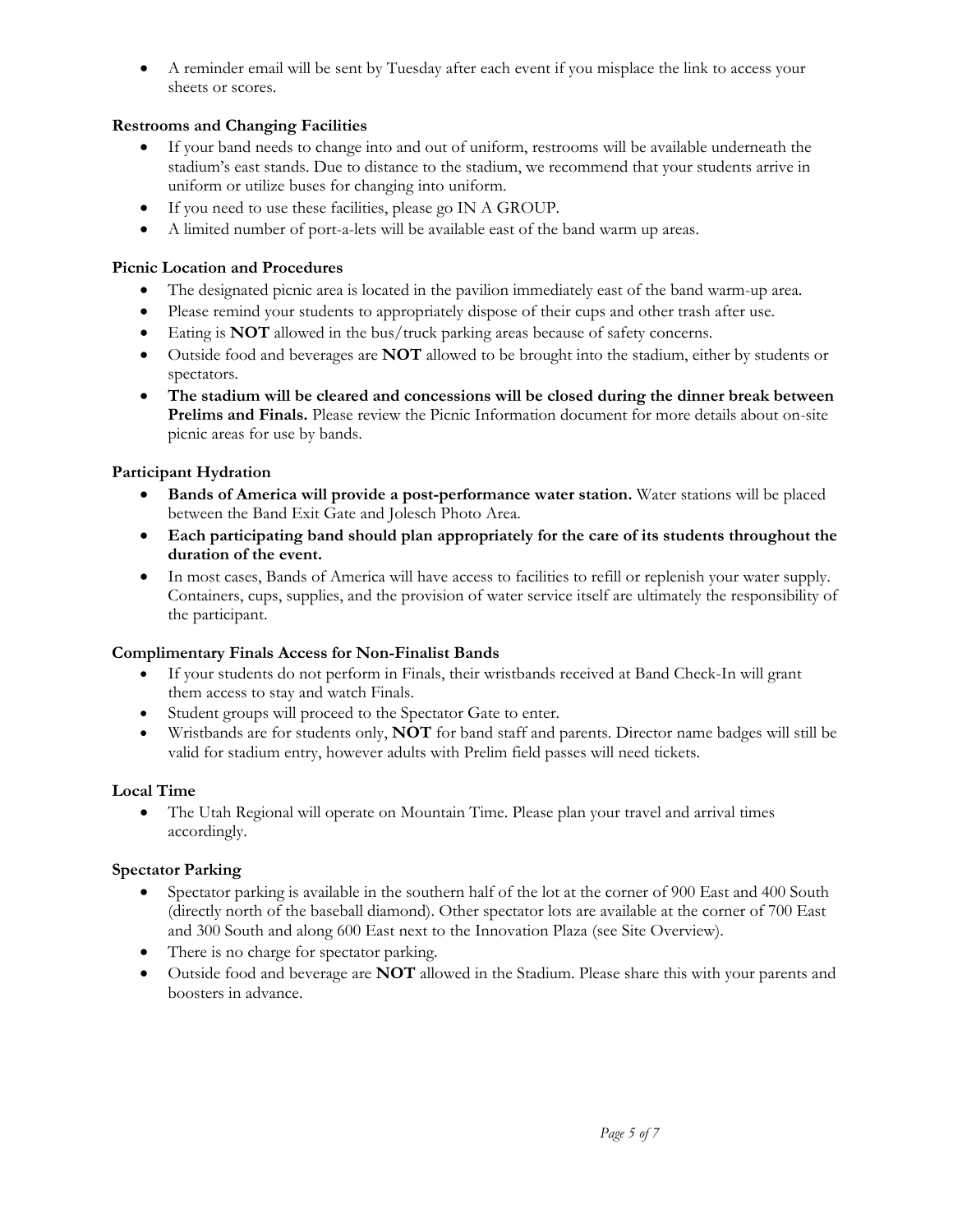- A reminder email will be sent by Tuesday after each event if you misplace the link to access your sheets or scores.

**Restrooms and Changing Facilities**

- If your band needs to change into and out of uniform, restrooms will be available underneath the stadium's east stands. Due to distance to the stadium, we recommend that your students arrive in uniform or utilize buses for changing into uniform.
- If you need to use these facilities, please go IN A GROUP.
- A limited number of port-a-lets will be available east of the band warm up areas.

**Picnic Location and Procedures**

- The designated picnic area is located in the pavilion immediately east of the band warm-up area.
- Please remind your students to appropriately dispose of their cups and other trash after use.
- Eating is **NOT** allowed in the bus/truck parking areas because of safety concerns.
- Outside food and beverages are **NOT** allowed to be brought into the stadium, either by students or spectators.
- **The stadium will be cleared and concessions will be closed during the dinner break between Prelims and Finals.** Please review the Picnic Information document for more details about on-site picnic areas for use by bands.

**Participant Hydration**

- **Bands of America will provide a post-performance water station.** Water stations will be placed between the Band Exit Gate and Jolesch Photo Area.
- **Each participating band should plan appropriately for the care of its students throughout the duration of the event.**
- In most cases, Bands of America will have access to facilities to refill or replenish your water supply. Containers, cups, supplies, and the provision of water service itself are ultimately the responsibility of the participant.

**Complimentary Finals Access for Non-Finalist Bands**

- If your students do not perform in Finals, their wristbands received at Band Check-In will grant them access to stay and watch Finals.
- Student groups will proceed to the Spectator Gate to enter.
- Wristbands are for students only, **NOT** for band staff and parents. Director name badges will still be valid for stadium entry, however adults with Prelim field passes will need tickets.

**Local Time**

- The Utah Regional will operate on Mountain Time. Please plan your travel and arrival times accordingly.

**Spectator Parking**

- Spectator parking is available in the southern half of the lot at the corner of 900 East and 400 South (directly north of the baseball diamond). Other spectator lots are available at the corner of 700 East and 300 South and along 600 East next to the Innovation Plaza (see Site Overview).
- There is no charge for spectator parking.
- Outside food and beverage are **NOT** allowed in the Stadium. Please share this with your parents and boosters in advance.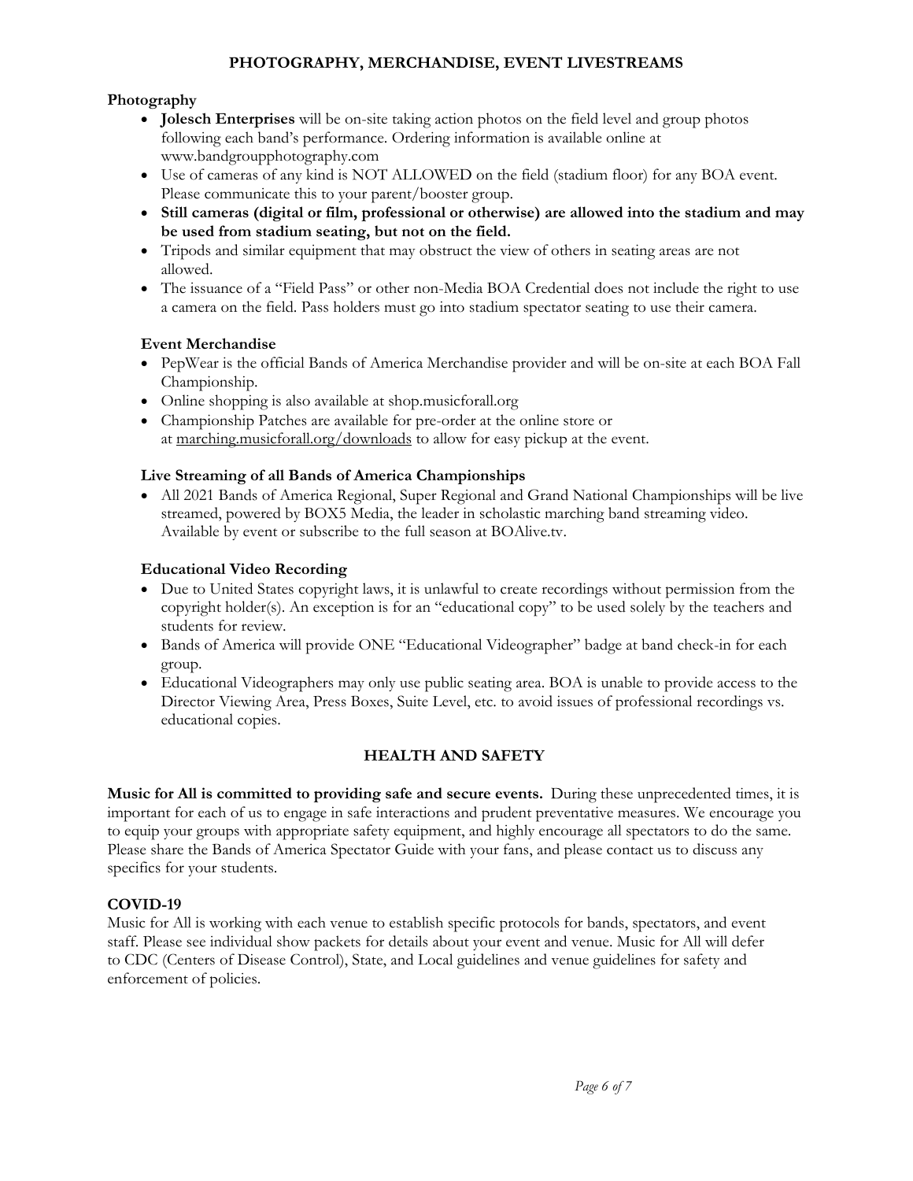## PHOTOGRAPHY, MERCHANDISE, EVENT LIVESTREAMS

### Photography

- **Jolesch Enterprises** will be on-site taking action photos on the field level and group photos following each band's performance. Ordering information is available online at www.bandgroupphotography.com
- Use of cameras of any kind is NOT ALLOWED on the field (stadium floor) for any BOA event. Please communicate this to your parent/booster group.
- **Still cameras (digital or film, professional or otherwise) are allowed into the stadium and may be used from stadium seating, but not on the field.**
- Tripods and similar equipment that may obstruct the view of others in seating areas are not allowed.
- The issuance of a "Field Pass" or other non-Media BOA Credential does not include the right to use a camera on the field. Pass holders must go into stadium spectator seating to use their camera.

### Event Merchandise

- PepWear is the official Bands of America Merchandise provider and will be on-site at each BOA Fall Championship.
- Online shopping is also available at shop.musicforall.org
- Championship Patches are available for pre-order at the online store or at marching.musicforall.org/downloads to allow for easy pickup at the event.

### Live Streaming of all Bands of America Championships

- All 2021 Bands of America Regional, Super Regional and Grand National Championships will be live streamed, powered by BOX5 Media, the leader in scholastic marching band streaming video. Available by event or subscribe to the full season at BOAlive.tv.

### Educational Video Recording

- Due to United States copyright laws, it is unlawful to create recordings without permission from the copyright holder(s). An exception is for an "educational copy" to be used solely by the teachers and students for review.
- Bands of America will provide ONE "Educational Videographer" badge at band check-in for each group.
- Educational Videographers may only use public seating area. BOA is unable to provide access to the Director Viewing Area, Press Boxes, Suite Level, etc. to avoid issues of professional recordings vs. educational copies.

## HEALTH AND SAFETY

**Music for All is committed to providing safe and secure events.** During these unprecedented times, it is important for each of us to engage in safe interactions and prudent preventative measures. We encourage you to equip your groups with appropriate safety equipment, and highly encourage all spectators to do the same. Please share the Bands of America Spectator Guide with your fans, and please contact us to discuss any specifics for your students.

### COVID-19

Music for All is working with each venue to establish specific protocols for bands, spectators, and event staff. Please see individual show packets for details about your event and venue. Music for All will defer to CDC (Centers of Disease Control), State, and Local guidelines and venue guidelines for safety and enforcement of policies.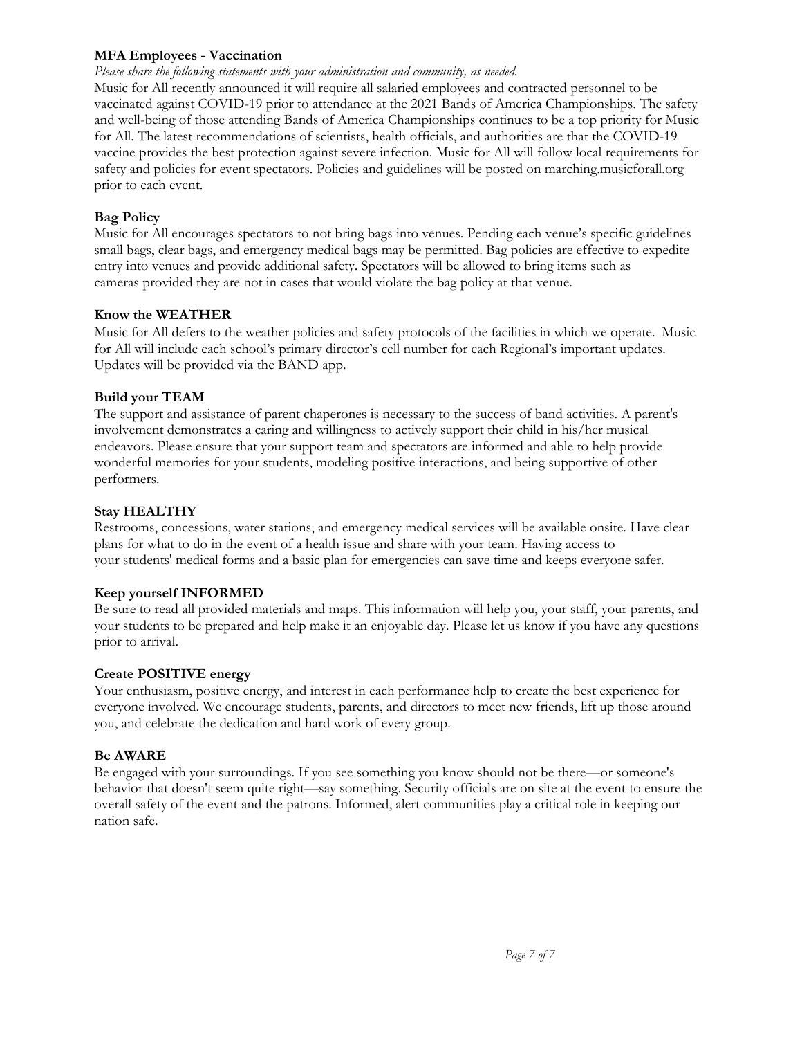**MFA Employees - Vaccination**

*Please share the following statements with your administration and community, as needed.*

Music for All recently announced it will require all salaried employees and contracted personnel to be vaccinated against COVID-19 prior to attendance at the 2021 Bands of America Championships. The safety and well-being of those attending Bands of America Championships continues to be a top priority for Music for All. The latest recommendations of scientists, health officials, and authorities are that the COVID-19 vaccine provides the best protection against severe infection. Music for All will follow local requirements for safety and policies for event spectators. Policies and guidelines will be posted on marching.musicforall.org prior to each event.

**Bag Policy**

Music for All encourages spectators to not bring bags into venues. Pending each venue's specific guidelines small bags, clear bags, and emergency medical bags may be permitted. Bag policies are effective to expedite entry into venues and provide additional safety. Spectators will be allowed to bring items such as cameras provided they are not in cases that would violate the bag policy at that venue.

**Know the WEATHER**

Music for All defers to the weather policies and safety protocols of the facilities in which we operate. Music for All will include each school's primary director's cell number for each Regional's important updates. Updates will be provided via the BAND app.

**Build your TEAM**

The support and assistance of parent chaperones is necessary to the success of band activities. A parent's involvement demonstrates a caring and willingness to actively support their child in his/her musical endeavors. Please ensure that your support team and spectators are informed and able to help provide wonderful memories for your students, modeling positive interactions, and being supportive of other performers.

**Stay HEALTHY**

Restrooms, concessions, water stations, and emergency medical services will be available onsite. Have clear plans for what to do in the event of a health issue and share with your team. Having access to your students' medical forms and a basic plan for emergencies can save time and keeps everyone safer.

**Keep yourself INFORMED**

Be sure to read all provided materials and maps. This information will help you, your staff, your parents, and your students to be prepared and help make it an enjoyable day. Please let us know if you have any questions prior to arrival.

**Create POSITIVE energy**

Your enthusiasm, positive energy, and interest in each performance help to create the best experience for everyone involved. We encourage students, parents, and directors to meet new friends, lift up those around you, and celebrate the dedication and hard work of every group.

**Be AWARE**

Be engaged with your surroundings. If you see something you know should not be there—or someone's behavior that doesn't seem quite right—say something. Security officials are on site at the event to ensure the overall safety of the event and the patrons. Informed, alert communities play a critical role in keeping our nation safe.